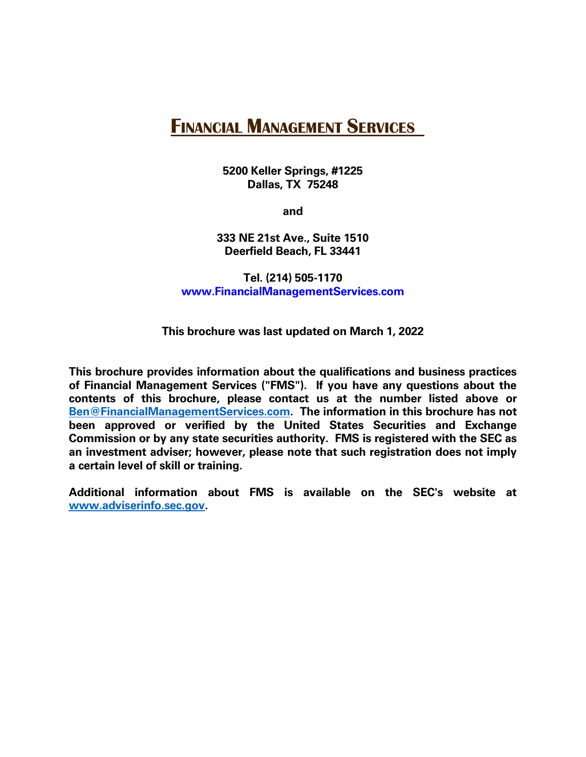# FINANCIAL MANAGEMENT SERVICES

**5200 Keller Springs, #1225**
**Dallas, TX 75248**

**and**

**333 NE 21st Ave., Suite 1510**
**Deerfield Beach, FL 33441**

**Tel. (214) 505-1170**
**www.FinancialManagementServices.com**

**This brochure was last updated on March 1, 2022**

**This brochure provides information about the qualifications and business practices of Financial Management Services ("FMS"). If you have any questions about the contents of this brochure, please contact us at the number listed above or Ben@FinancialManagementServices.com. The information in this brochure has not been approved or verified by the United States Securities and Exchange Commission or by any state securities authority. FMS is registered with the SEC as an investment adviser; however, please note that such registration does not imply a certain level of skill or training.**

**Additional information about FMS is available on the SEC's website at www.adviserinfo.sec.gov.**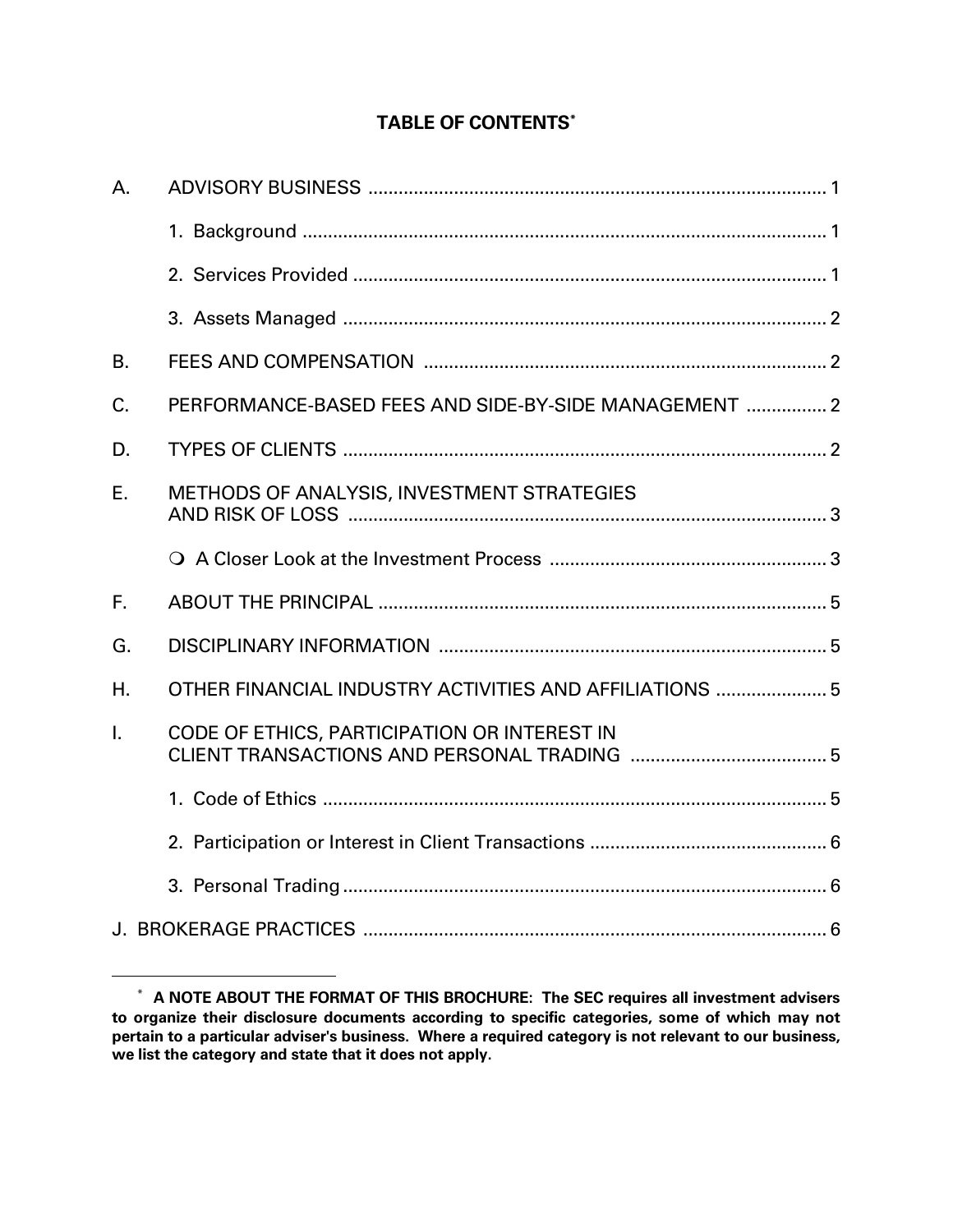## TABLE OF CONTENTS*

| | | |
|---|---|---|
| A. | ADVISORY BUSINESS | 1 |
| | 1. Background | 1 |
| | 2. Services Provided | 1 |
| | 3. Assets Managed | 2 |
| B. | FEES AND COMPENSATION | 2 |
| C. | PERFORMANCE-BASED FEES AND SIDE-BY-SIDE MANAGEMENT | 2 |
| D. | TYPES OF CLIENTS | 2 |
| E. | METHODS OF ANALYSIS, INVESTMENT STRATEGIES AND RISK OF LOSS | 3 |
| | ❍ A Closer Look at the Investment Process | 3 |
| F. | ABOUT THE PRINCIPAL | 5 |
| G. | DISCIPLINARY INFORMATION | 5 |
| H. | OTHER FINANCIAL INDUSTRY ACTIVITIES AND AFFILIATIONS | 5 |
| I. | CODE OF ETHICS, PARTICIPATION OR INTEREST IN CLIENT TRANSACTIONS AND PERSONAL TRADING | 5 |
| | 1. Code of Ethics | 5 |
| | 2. Participation or Interest in Client Transactions | 6 |
| | 3. Personal Trading | 6 |
| J. | BROKERAGE PRACTICES | 6 |

---

* **A NOTE ABOUT THE FORMAT OF THIS BROCHURE: The SEC requires all investment advisers to organize their disclosure documents according to specific categories, some of which may not pertain to a particular adviser's business. Where a required category is not relevant to our business, we list the category and state that it does not apply.**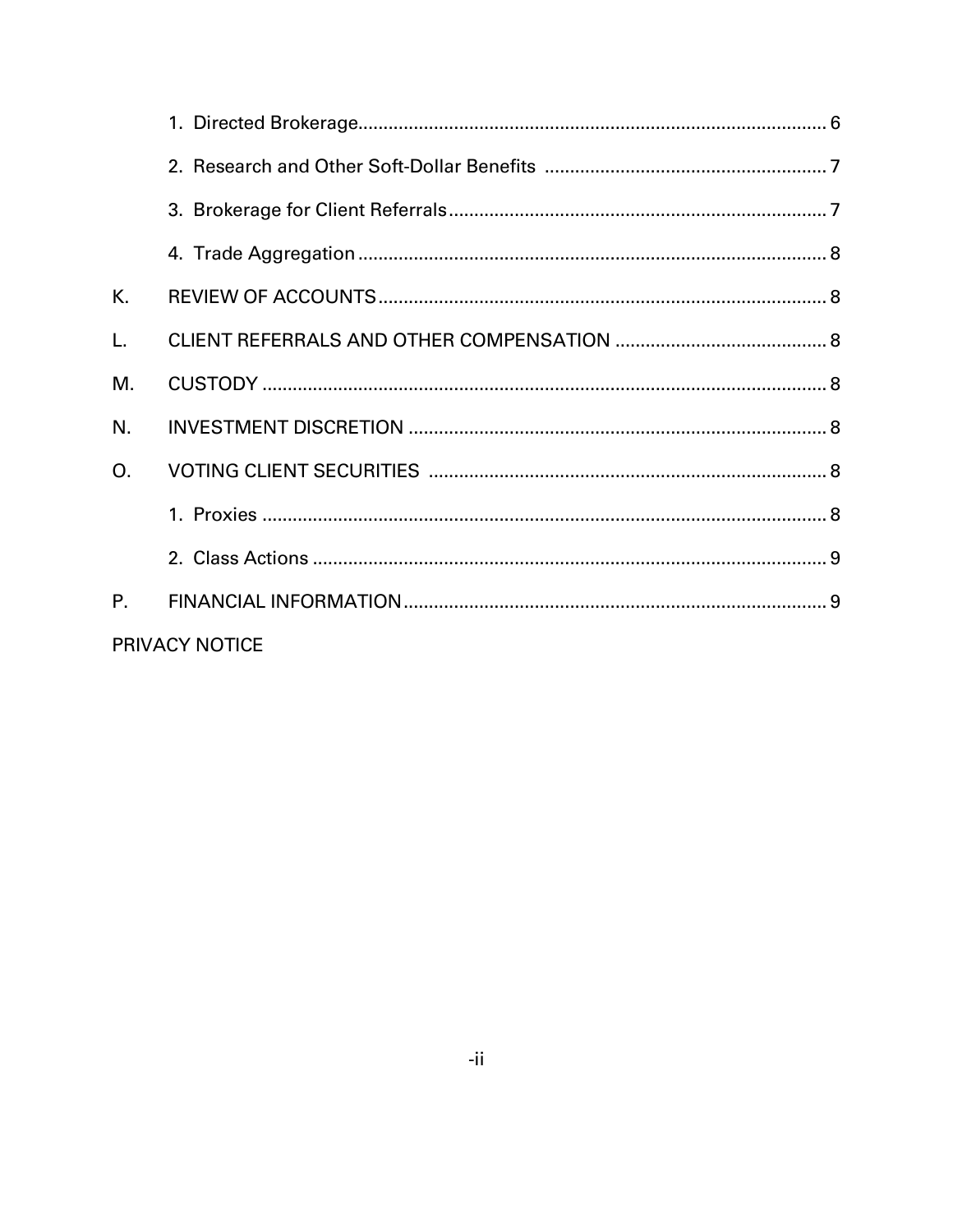1. Directed Brokerage ........ 6

2. Research and Other Soft-Dollar Benefits ........ 7

3. Brokerage for Client Referrals ........ 7

4. Trade Aggregation ........ 8

K. REVIEW OF ACCOUNTS ........ 8

L. CLIENT REFERRALS AND OTHER COMPENSATION ........ 8

M. CUSTODY ........ 8

N. INVESTMENT DISCRETION ........ 8

O. VOTING CLIENT SECURITIES ........ 8

1. Proxies ........ 8

2. Class Actions ........ 9

P. FINANCIAL INFORMATION ........ 9

PRIVACY NOTICE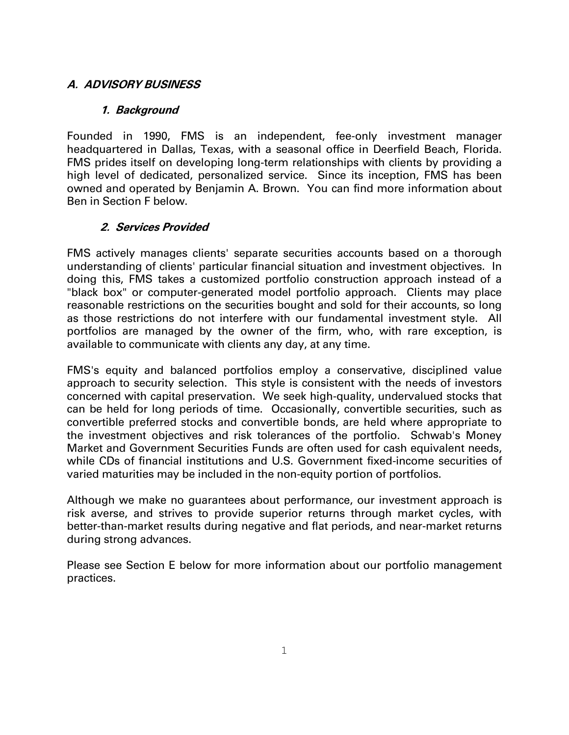## *A. ADVISORY BUSINESS*

### *1. Background*

Founded in 1990, FMS is an independent, fee-only investment manager headquartered in Dallas, Texas, with a seasonal office in Deerfield Beach, Florida. FMS prides itself on developing long-term relationships with clients by providing a high level of dedicated, personalized service. Since its inception, FMS has been owned and operated by Benjamin A. Brown. You can find more information about Ben in Section F below.

### *2. Services Provided*

FMS actively manages clients' separate securities accounts based on a thorough understanding of clients' particular financial situation and investment objectives. In doing this, FMS takes a customized portfolio construction approach instead of a "black box" or computer-generated model portfolio approach. Clients may place reasonable restrictions on the securities bought and sold for their accounts, so long as those restrictions do not interfere with our fundamental investment style. All portfolios are managed by the owner of the firm, who, with rare exception, is available to communicate with clients any day, at any time.

FMS's equity and balanced portfolios employ a conservative, disciplined value approach to security selection. This style is consistent with the needs of investors concerned with capital preservation. We seek high-quality, undervalued stocks that can be held for long periods of time. Occasionally, convertible securities, such as convertible preferred stocks and convertible bonds, are held where appropriate to the investment objectives and risk tolerances of the portfolio. Schwab's Money Market and Government Securities Funds are often used for cash equivalent needs, while CDs of financial institutions and U.S. Government fixed-income securities of varied maturities may be included in the non-equity portion of portfolios.

Although we make no guarantees about performance, our investment approach is risk averse, and strives to provide superior returns through market cycles, with better-than-market results during negative and flat periods, and near-market returns during strong advances.

Please see Section E below for more information about our portfolio management practices.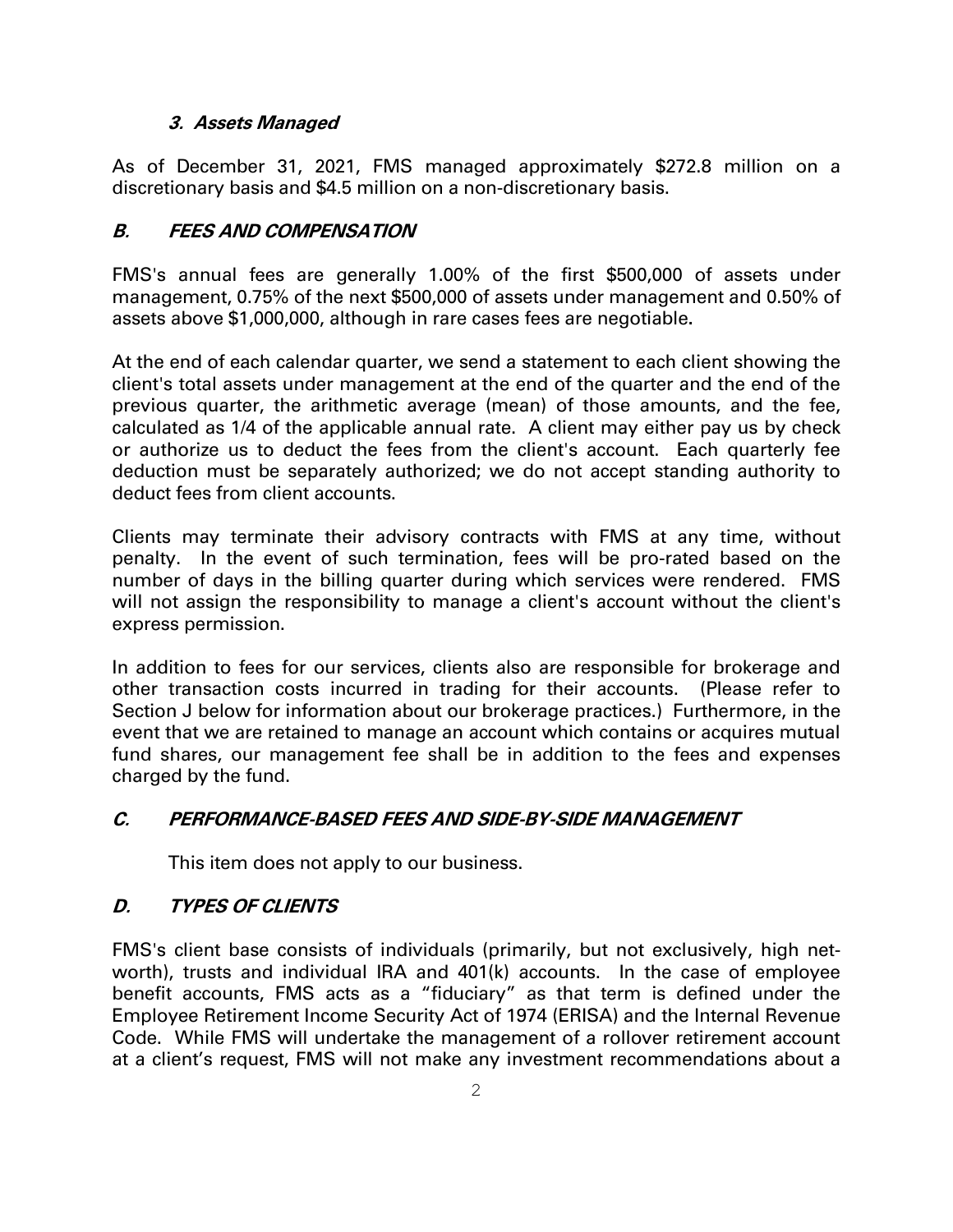### *3. Assets Managed*

As of December 31, 2021, FMS managed approximately $272.8 million on a discretionary basis and $4.5 million on a non-discretionary basis.

## *B. FEES AND COMPENSATION*

FMS's annual fees are generally 1.00% of the first $500,000 of assets under management, 0.75% of the next $500,000 of assets under management and 0.50% of assets above $1,000,000, although in rare cases fees are negotiable.

At the end of each calendar quarter, we send a statement to each client showing the client's total assets under management at the end of the quarter and the end of the previous quarter, the arithmetic average (mean) of those amounts, and the fee, calculated as 1/4 of the applicable annual rate. A client may either pay us by check or authorize us to deduct the fees from the client's account. Each quarterly fee deduction must be separately authorized; we do not accept standing authority to deduct fees from client accounts.

Clients may terminate their advisory contracts with FMS at any time, without penalty. In the event of such termination, fees will be pro-rated based on the number of days in the billing quarter during which services were rendered. FMS will not assign the responsibility to manage a client's account without the client's express permission.

In addition to fees for our services, clients also are responsible for brokerage and other transaction costs incurred in trading for their accounts. (Please refer to Section J below for information about our brokerage practices.) Furthermore, in the event that we are retained to manage an account which contains or acquires mutual fund shares, our management fee shall be in addition to the fees and expenses charged by the fund.

## *C. PERFORMANCE-BASED FEES AND SIDE-BY-SIDE MANAGEMENT*

This item does not apply to our business.

## *D. TYPES OF CLIENTS*

FMS's client base consists of individuals (primarily, but not exclusively, high net-worth), trusts and individual IRA and 401(k) accounts. In the case of employee benefit accounts, FMS acts as a "fiduciary" as that term is defined under the Employee Retirement Income Security Act of 1974 (ERISA) and the Internal Revenue Code. While FMS will undertake the management of a rollover retirement account at a client's request, FMS will not make any investment recommendations about a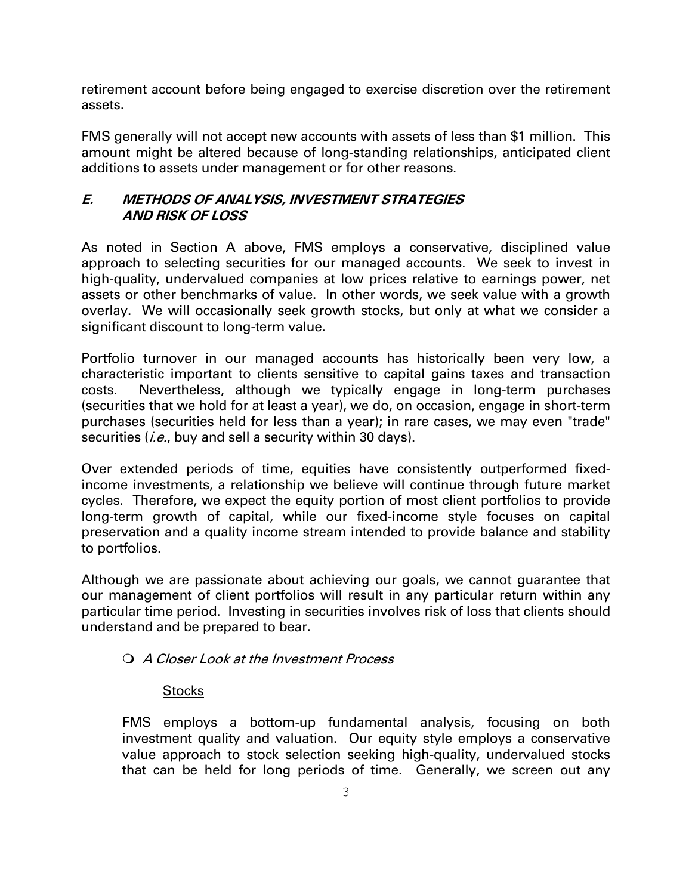retirement account before being engaged to exercise discretion over the retirement assets.

FMS generally will not accept new accounts with assets of less than $1 million. This amount might be altered because of long-standing relationships, anticipated client additions to assets under management or for other reasons.

### *E. METHODS OF ANALYSIS, INVESTMENT STRATEGIES AND RISK OF LOSS*

As noted in Section A above, FMS employs a conservative, disciplined value approach to selecting securities for our managed accounts. We seek to invest in high-quality, undervalued companies at low prices relative to earnings power, net assets or other benchmarks of value. In other words, we seek value with a growth overlay. We will occasionally seek growth stocks, but only at what we consider a significant discount to long-term value.

Portfolio turnover in our managed accounts has historically been very low, a characteristic important to clients sensitive to capital gains taxes and transaction costs. Nevertheless, although we typically engage in long-term purchases (securities that we hold for at least a year), we do, on occasion, engage in short-term purchases (securities held for less than a year); in rare cases, we may even "trade" securities (*i.e.*, buy and sell a security within 30 days).

Over extended periods of time, equities have consistently outperformed fixed-income investments, a relationship we believe will continue through future market cycles. Therefore, we expect the equity portion of most client portfolios to provide long-term growth of capital, while our fixed-income style focuses on capital preservation and a quality income stream intended to provide balance and stability to portfolios.

Although we are passionate about achieving our goals, we cannot guarantee that our management of client portfolios will result in any particular return within any particular time period. Investing in securities involves risk of loss that clients should understand and be prepared to bear.

- *A Closer Look at the Investment Process*

  <u>Stocks</u>

  FMS employs a bottom-up fundamental analysis, focusing on both investment quality and valuation. Our equity style employs a conservative value approach to stock selection seeking high-quality, undervalued stocks that can be held for long periods of time. Generally, we screen out any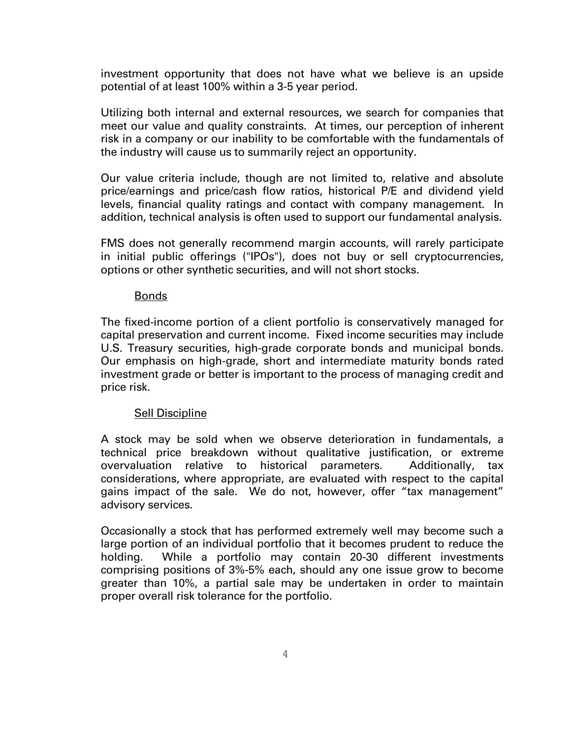investment opportunity that does not have what we believe is an upside potential of at least 100% within a 3-5 year period.

Utilizing both internal and external resources, we search for companies that meet our value and quality constraints. At times, our perception of inherent risk in a company or our inability to be comfortable with the fundamentals of the industry will cause us to summarily reject an opportunity.

Our value criteria include, though are not limited to, relative and absolute price/earnings and price/cash flow ratios, historical P/E and dividend yield levels, financial quality ratings and contact with company management. In addition, technical analysis is often used to support our fundamental analysis.

FMS does not generally recommend margin accounts, will rarely participate in initial public offerings ("IPOs"), does not buy or sell cryptocurrencies, options or other synthetic securities, and will not short stocks.

<u>Bonds</u>

The fixed-income portion of a client portfolio is conservatively managed for capital preservation and current income. Fixed income securities may include U.S. Treasury securities, high-grade corporate bonds and municipal bonds. Our emphasis on high-grade, short and intermediate maturity bonds rated investment grade or better is important to the process of managing credit and price risk.

<u>Sell Discipline</u>

A stock may be sold when we observe deterioration in fundamentals, a technical price breakdown without qualitative justification, or extreme overvaluation relative to historical parameters. Additionally, tax considerations, where appropriate, are evaluated with respect to the capital gains impact of the sale. We do not, however, offer "tax management" advisory services.

Occasionally a stock that has performed extremely well may become such a large portion of an individual portfolio that it becomes prudent to reduce the holding. While a portfolio may contain 20-30 different investments comprising positions of 3%-5% each, should any one issue grow to become greater than 10%, a partial sale may be undertaken in order to maintain proper overall risk tolerance for the portfolio.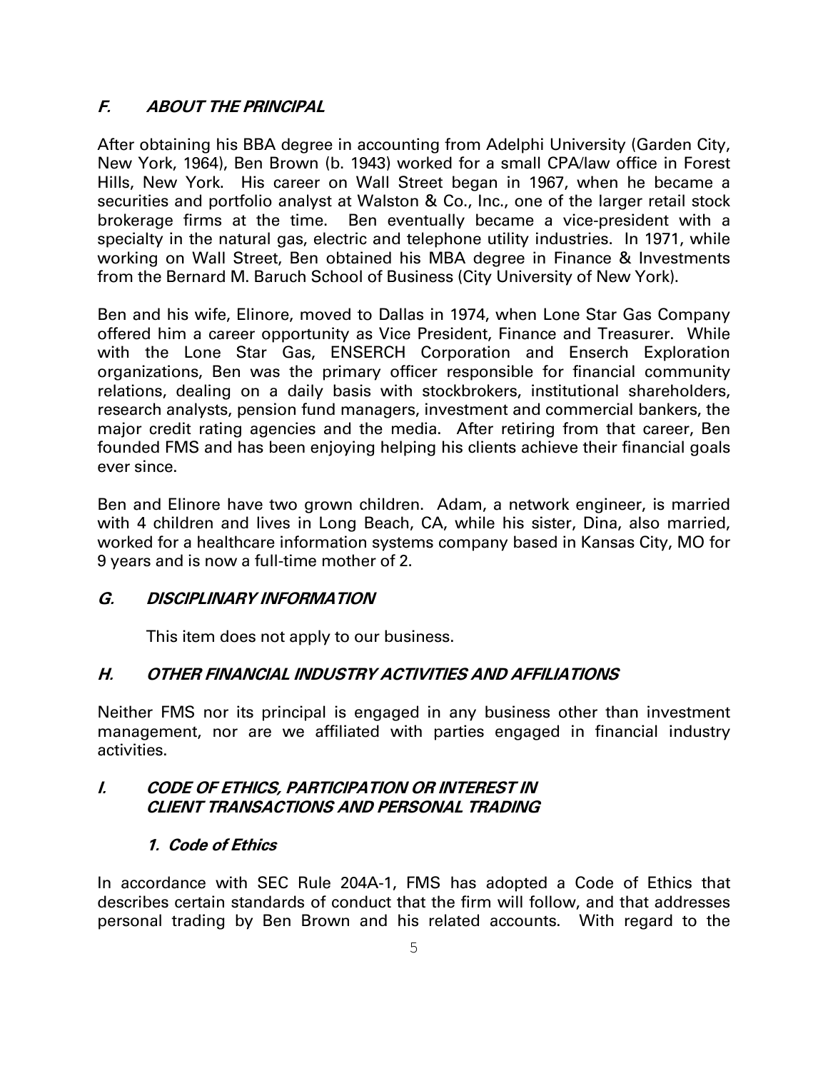## ***F. ABOUT THE PRINCIPAL***

After obtaining his BBA degree in accounting from Adelphi University (Garden City, New York, 1964), Ben Brown (b. 1943) worked for a small CPA/law office in Forest Hills, New York. His career on Wall Street began in 1967, when he became a securities and portfolio analyst at Walston & Co., Inc., one of the larger retail stock brokerage firms at the time. Ben eventually became a vice-president with a specialty in the natural gas, electric and telephone utility industries. In 1971, while working on Wall Street, Ben obtained his MBA degree in Finance & Investments from the Bernard M. Baruch School of Business (City University of New York).

Ben and his wife, Elinore, moved to Dallas in 1974, when Lone Star Gas Company offered him a career opportunity as Vice President, Finance and Treasurer. While with the Lone Star Gas, ENSERCH Corporation and Enserch Exploration organizations, Ben was the primary officer responsible for financial community relations, dealing on a daily basis with stockbrokers, institutional shareholders, research analysts, pension fund managers, investment and commercial bankers, the major credit rating agencies and the media. After retiring from that career, Ben founded FMS and has been enjoying helping his clients achieve their financial goals ever since.

Ben and Elinore have two grown children. Adam, a network engineer, is married with 4 children and lives in Long Beach, CA, while his sister, Dina, also married, worked for a healthcare information systems company based in Kansas City, MO for 9 years and is now a full-time mother of 2.

## ***G. DISCIPLINARY INFORMATION***

This item does not apply to our business.

## ***H. OTHER FINANCIAL INDUSTRY ACTIVITIES AND AFFILIATIONS***

Neither FMS nor its principal is engaged in any business other than investment management, nor are we affiliated with parties engaged in financial industry activities.

## ***I. CODE OF ETHICS, PARTICIPATION OR INTEREST IN CLIENT TRANSACTIONS AND PERSONAL TRADING***

### ***1. Code of Ethics***

In accordance with SEC Rule 204A-1, FMS has adopted a Code of Ethics that describes certain standards of conduct that the firm will follow, and that addresses personal trading by Ben Brown and his related accounts. With regard to the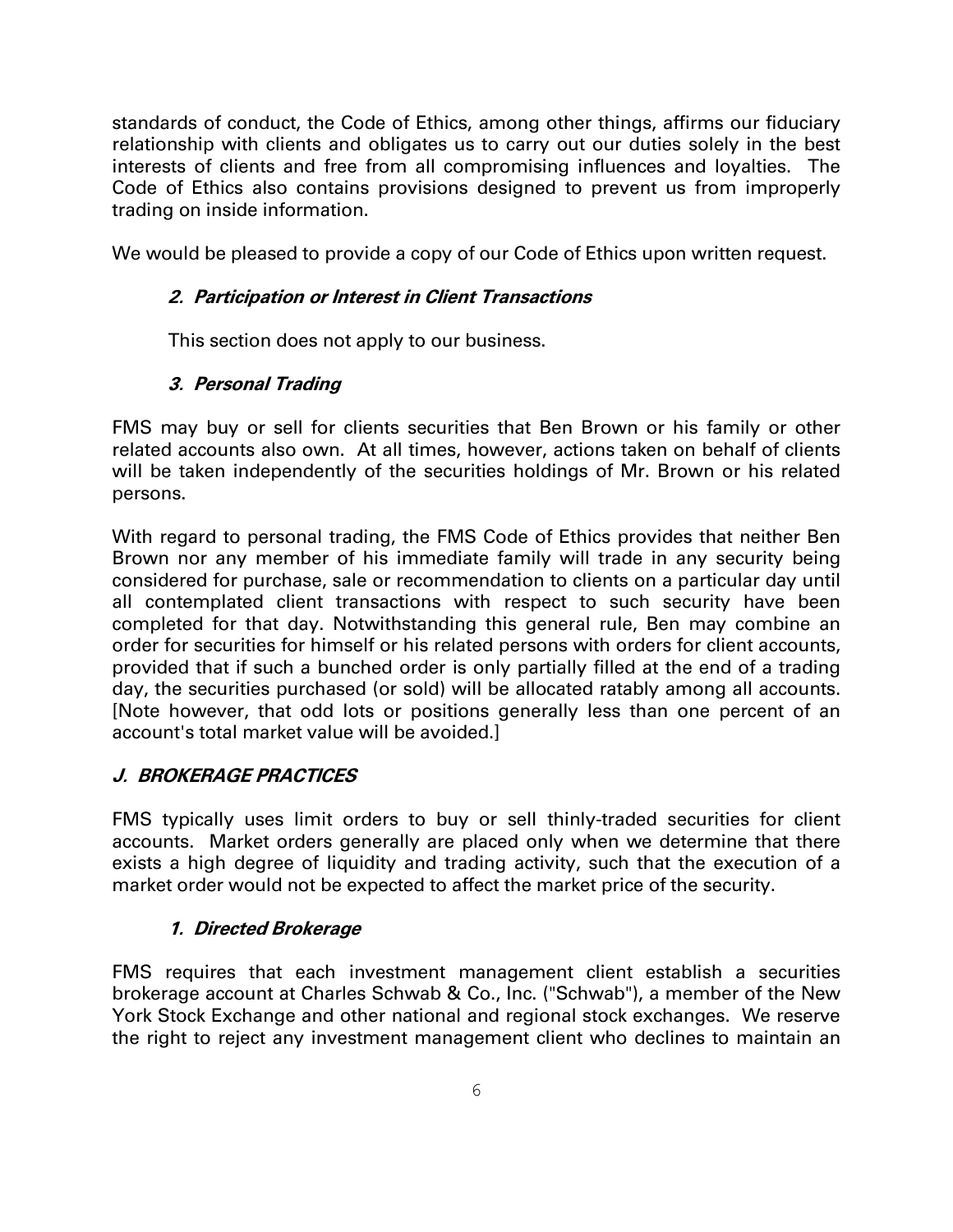standards of conduct, the Code of Ethics, among other things, affirms our fiduciary relationship with clients and obligates us to carry out our duties solely in the best interests of clients and free from all compromising influences and loyalties. The Code of Ethics also contains provisions designed to prevent us from improperly trading on inside information.

We would be pleased to provide a copy of our Code of Ethics upon written request.

### *2. Participation or Interest in Client Transactions*

This section does not apply to our business.

### *3. Personal Trading*

FMS may buy or sell for clients securities that Ben Brown or his family or other related accounts also own. At all times, however, actions taken on behalf of clients will be taken independently of the securities holdings of Mr. Brown or his related persons.

With regard to personal trading, the FMS Code of Ethics provides that neither Ben Brown nor any member of his immediate family will trade in any security being considered for purchase, sale or recommendation to clients on a particular day until all contemplated client transactions with respect to such security have been completed for that day. Notwithstanding this general rule, Ben may combine an order for securities for himself or his related persons with orders for client accounts, provided that if such a bunched order is only partially filled at the end of a trading day, the securities purchased (or sold) will be allocated ratably among all accounts. [Note however, that odd lots or positions generally less than one percent of an account's total market value will be avoided.]

## *J. BROKERAGE PRACTICES*

FMS typically uses limit orders to buy or sell thinly-traded securities for client accounts. Market orders generally are placed only when we determine that there exists a high degree of liquidity and trading activity, such that the execution of a market order would not be expected to affect the market price of the security.

### *1. Directed Brokerage*

FMS requires that each investment management client establish a securities brokerage account at Charles Schwab & Co., Inc. ("Schwab"), a member of the New York Stock Exchange and other national and regional stock exchanges. We reserve the right to reject any investment management client who declines to maintain an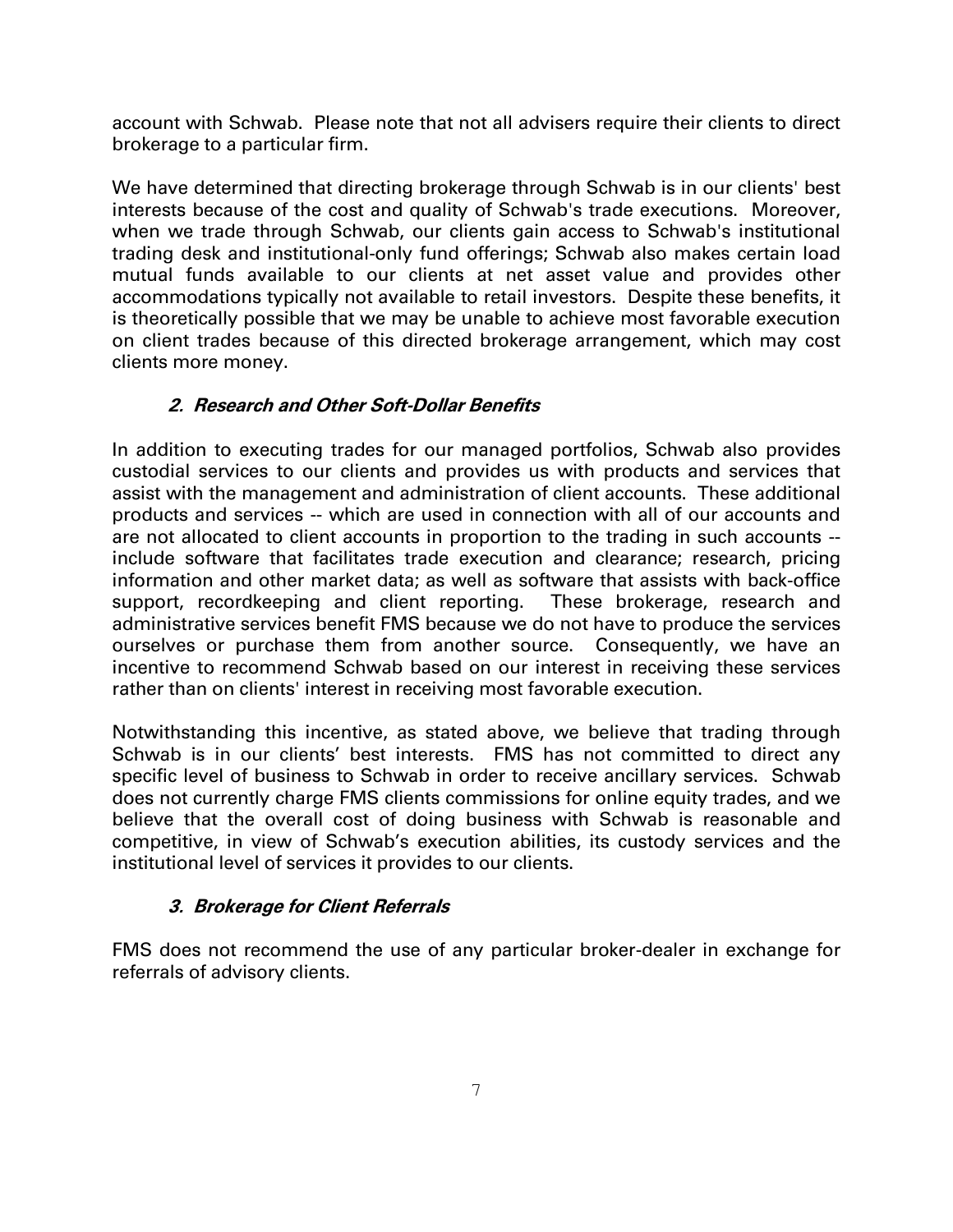account with Schwab. Please note that not all advisers require their clients to direct brokerage to a particular firm.

We have determined that directing brokerage through Schwab is in our clients' best interests because of the cost and quality of Schwab's trade executions. Moreover, when we trade through Schwab, our clients gain access to Schwab's institutional trading desk and institutional-only fund offerings; Schwab also makes certain load mutual funds available to our clients at net asset value and provides other accommodations typically not available to retail investors. Despite these benefits, it is theoretically possible that we may be unable to achieve most favorable execution on client trades because of this directed brokerage arrangement, which may cost clients more money.

### *2. Research and Other Soft-Dollar Benefits*

In addition to executing trades for our managed portfolios, Schwab also provides custodial services to our clients and provides us with products and services that assist with the management and administration of client accounts. These additional products and services -- which are used in connection with all of our accounts and are not allocated to client accounts in proportion to the trading in such accounts -- include software that facilitates trade execution and clearance; research, pricing information and other market data; as well as software that assists with back-office support, recordkeeping and client reporting. These brokerage, research and administrative services benefit FMS because we do not have to produce the services ourselves or purchase them from another source. Consequently, we have an incentive to recommend Schwab based on our interest in receiving these services rather than on clients' interest in receiving most favorable execution.

Notwithstanding this incentive, as stated above, we believe that trading through Schwab is in our clients' best interests. FMS has not committed to direct any specific level of business to Schwab in order to receive ancillary services. Schwab does not currently charge FMS clients commissions for online equity trades, and we believe that the overall cost of doing business with Schwab is reasonable and competitive, in view of Schwab's execution abilities, its custody services and the institutional level of services it provides to our clients.

### *3. Brokerage for Client Referrals*

FMS does not recommend the use of any particular broker-dealer in exchange for referrals of advisory clients.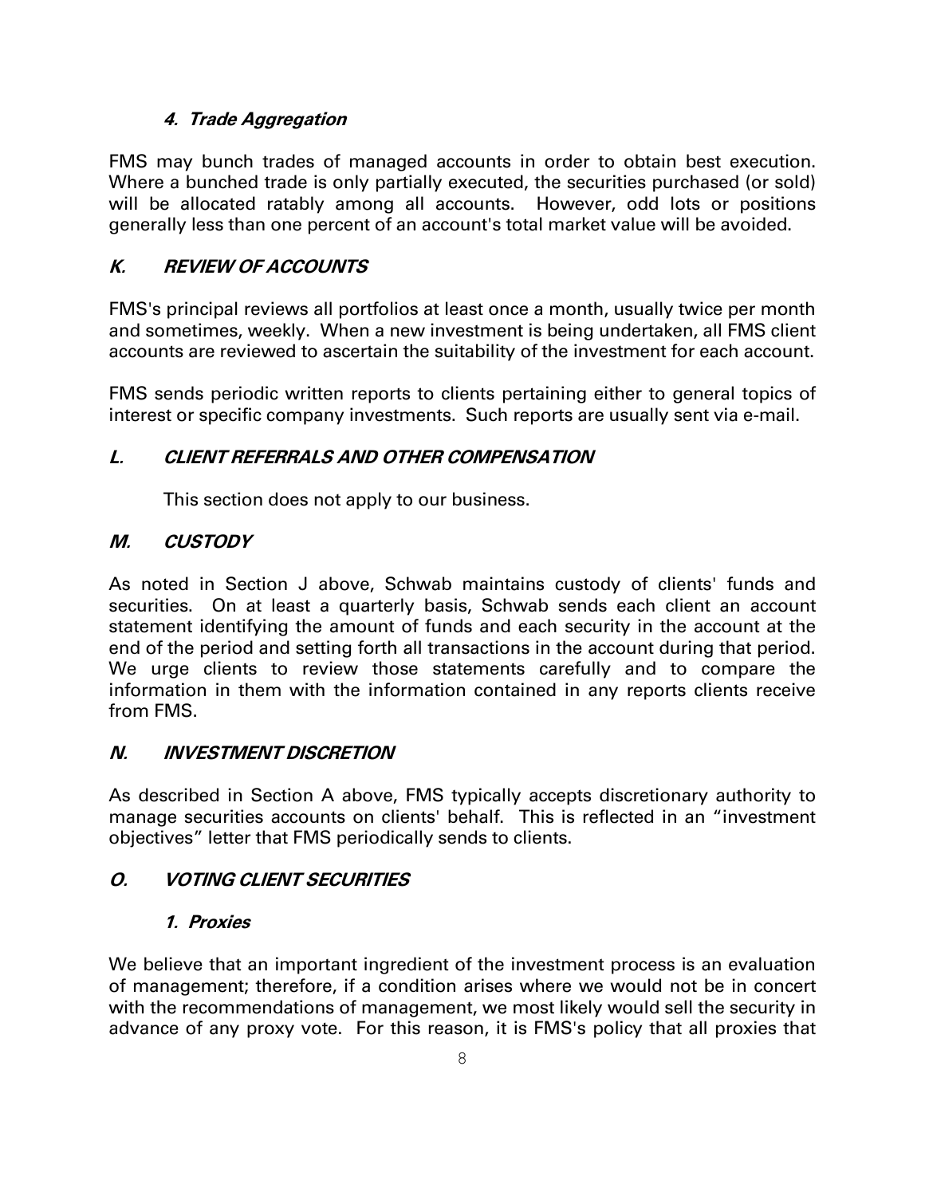#### *4. Trade Aggregation*

FMS may bunch trades of managed accounts in order to obtain best execution. Where a bunched trade is only partially executed, the securities purchased (or sold) will be allocated ratably among all accounts. However, odd lots or positions generally less than one percent of an account's total market value will be avoided.

### *K. REVIEW OF ACCOUNTS*

FMS's principal reviews all portfolios at least once a month, usually twice per month and sometimes, weekly. When a new investment is being undertaken, all FMS client accounts are reviewed to ascertain the suitability of the investment for each account.

FMS sends periodic written reports to clients pertaining either to general topics of interest or specific company investments. Such reports are usually sent via e-mail.

### *L. CLIENT REFERRALS AND OTHER COMPENSATION*

This section does not apply to our business.

### *M. CUSTODY*

As noted in Section J above, Schwab maintains custody of clients' funds and securities. On at least a quarterly basis, Schwab sends each client an account statement identifying the amount of funds and each security in the account at the end of the period and setting forth all transactions in the account during that period. We urge clients to review those statements carefully and to compare the information in them with the information contained in any reports clients receive from FMS.

### *N. INVESTMENT DISCRETION*

As described in Section A above, FMS typically accepts discretionary authority to manage securities accounts on clients' behalf. This is reflected in an "investment objectives" letter that FMS periodically sends to clients.

### *O. VOTING CLIENT SECURITIES*

#### *1. Proxies*

We believe that an important ingredient of the investment process is an evaluation of management; therefore, if a condition arises where we would not be in concert with the recommendations of management, we most likely would sell the security in advance of any proxy vote. For this reason, it is FMS's policy that all proxies that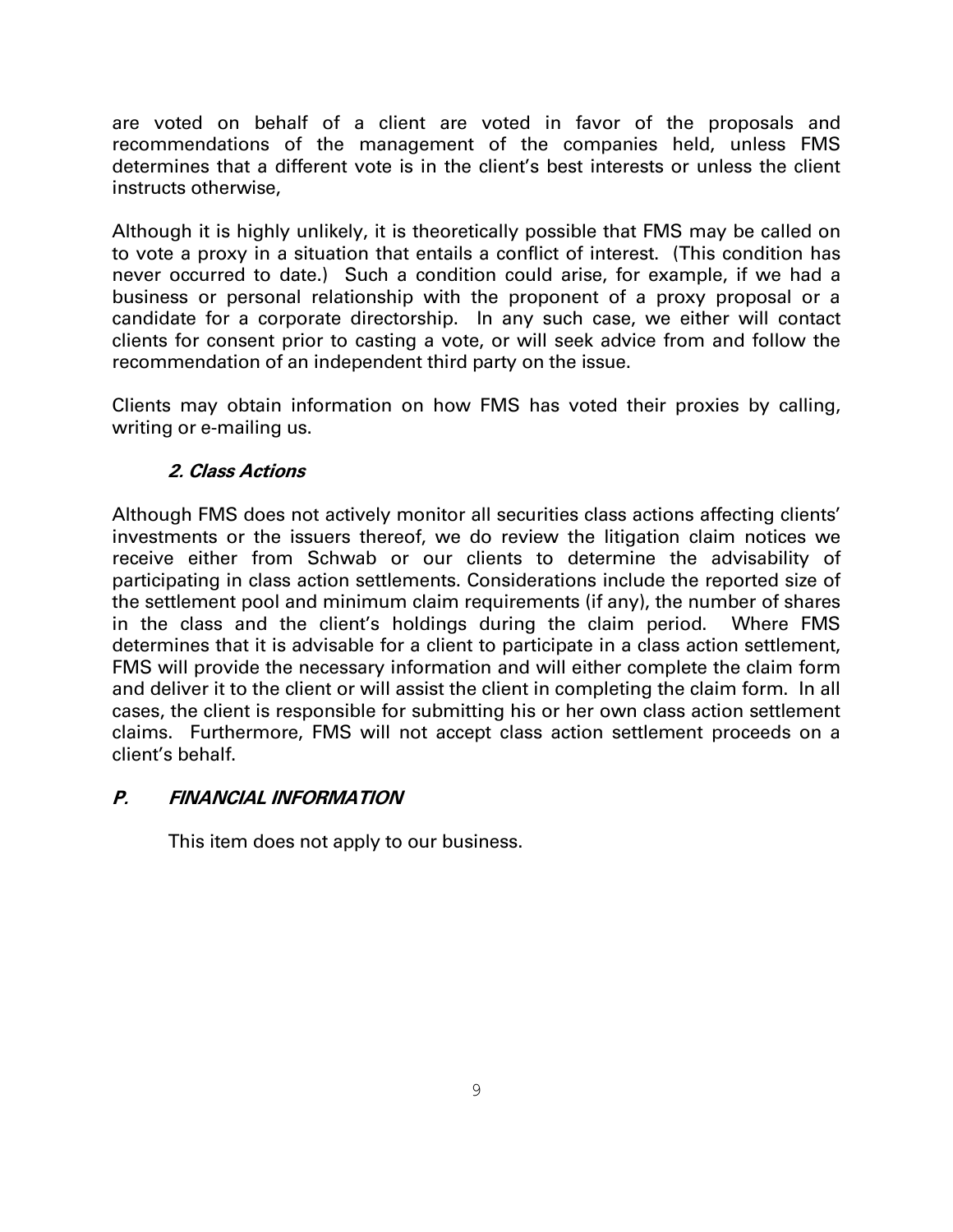are voted on behalf of a client are voted in favor of the proposals and recommendations of the management of the companies held, unless FMS determines that a different vote is in the client's best interests or unless the client instructs otherwise,

Although it is highly unlikely, it is theoretically possible that FMS may be called on to vote a proxy in a situation that entails a conflict of interest. (This condition has never occurred to date.) Such a condition could arise, for example, if we had a business or personal relationship with the proponent of a proxy proposal or a candidate for a corporate directorship. In any such case, we either will contact clients for consent prior to casting a vote, or will seek advice from and follow the recommendation of an independent third party on the issue.

Clients may obtain information on how FMS has voted their proxies by calling, writing or e-mailing us.

#### *2. Class Actions*

Although FMS does not actively monitor all securities class actions affecting clients' investments or the issuers thereof, we do review the litigation claim notices we receive either from Schwab or our clients to determine the advisability of participating in class action settlements. Considerations include the reported size of the settlement pool and minimum claim requirements (if any), the number of shares in the class and the client's holdings during the claim period. Where FMS determines that it is advisable for a client to participate in a class action settlement, FMS will provide the necessary information and will either complete the claim form and deliver it to the client or will assist the client in completing the claim form. In all cases, the client is responsible for submitting his or her own class action settlement claims. Furthermore, FMS will not accept class action settlement proceeds on a client's behalf.

### *P. FINANCIAL INFORMATION*

This item does not apply to our business.